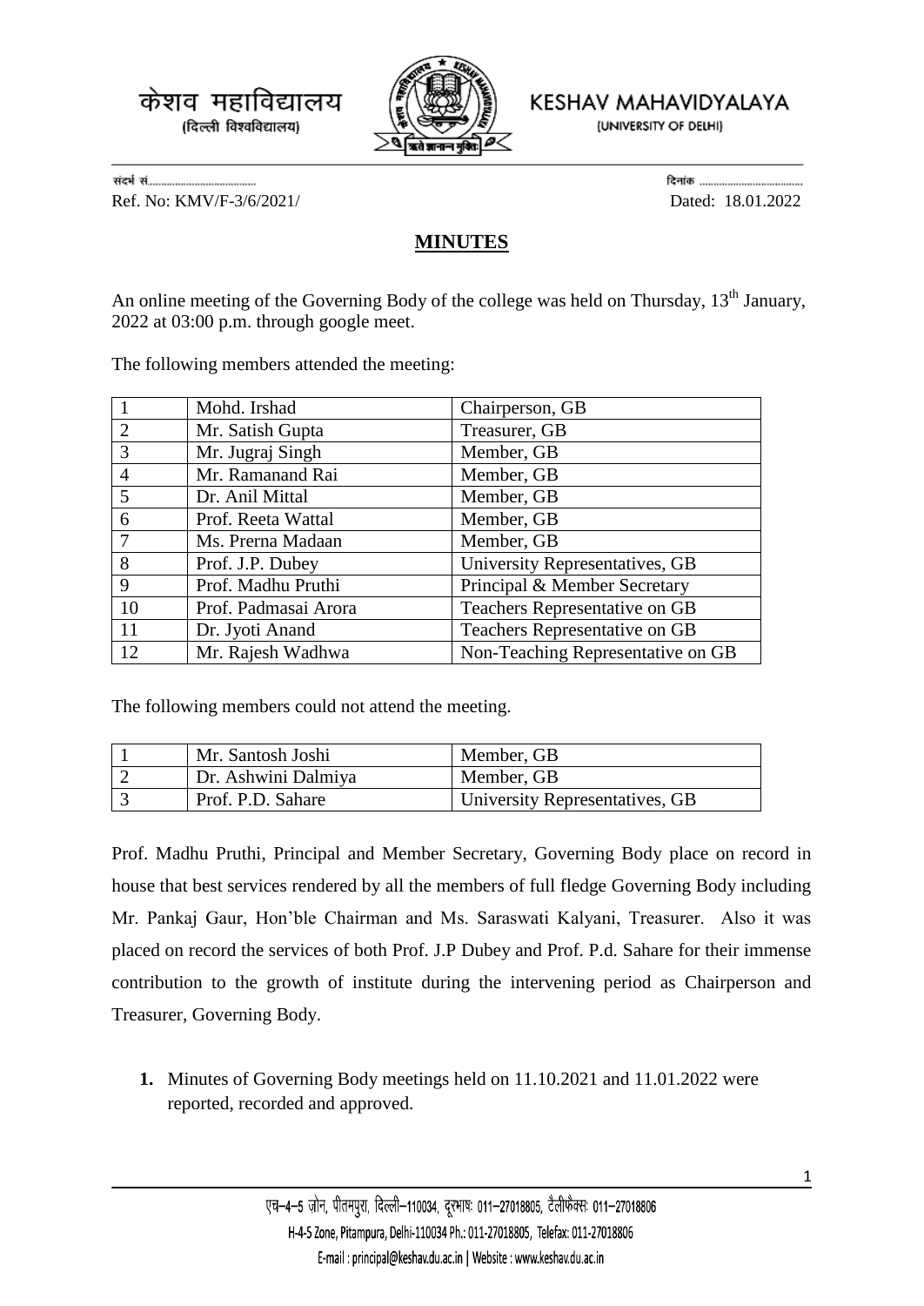केशव महाविद्यालय
(दिल्ली विश्वविद्यालय)

KESHAV MAHAVIDYALAYA
(UNIVERSITY OF DELHI)

संदर्भ सं.................................... दिनांक ....................................

Ref. No: KMV/F-3/6/2021/ Dated: 18.01.2022

## MINUTES

An online meeting of the Governing Body of the college was held on Thursday, 13th January, 2022 at 03:00 p.m. through google meet.

The following members attended the meeting:

| | | |
|---|---|---|
| 1 | Mohd. Irshad | Chairperson, GB |
| 2 | Mr. Satish Gupta | Treasurer, GB |
| 3 | Mr. Jugraj Singh | Member, GB |
| 4 | Mr. Ramanand Rai | Member, GB |
| 5 | Dr. Anil Mittal | Member, GB |
| 6 | Prof. Reeta Wattal | Member, GB |
| 7 | Ms. Prerna Madaan | Member, GB |
| 8 | Prof. J.P. Dubey | University Representatives, GB |
| 9 | Prof. Madhu Pruthi | Principal & Member Secretary |
| 10 | Prof. Padmasai Arora | Teachers Representative on GB |
| 11 | Dr. Jyoti Anand | Teachers Representative on GB |
| 12 | Mr. Rajesh Wadhwa | Non-Teaching Representative on GB |

The following members could not attend the meeting.

| | | |
|---|---|---|
| 1 | Mr. Santosh Joshi | Member, GB |
| 2 | Dr. Ashwini Dalmiya | Member, GB |
| 3 | Prof. P.D. Sahare | University Representatives, GB |

Prof. Madhu Pruthi, Principal and Member Secretary, Governing Body place on record in house that best services rendered by all the members of full fledge Governing Body including Mr. Pankaj Gaur, Hon'ble Chairman and Ms. Saraswati Kalyani, Treasurer. Also it was placed on record the services of both Prof. J.P Dubey and Prof. P.d. Sahare for their immense contribution to the growth of institute during the intervening period as Chairperson and Treasurer, Governing Body.

1. Minutes of Governing Body meetings held on 11.10.2021 and 11.01.2022 were reported, recorded and approved.

एच–4–5 ज़ोन, पीतमपुरा, दिल्ली–110034, दूरभाष: 011–27018805, टैलीफैक्स: 011–27018806
H-4-5 Zone, Pitampura, Delhi-110034 Ph.: 011-27018805, Telefax: 011-27018806
E-mail : principal@keshav.du.ac.in | Website : www.keshav.du.ac.in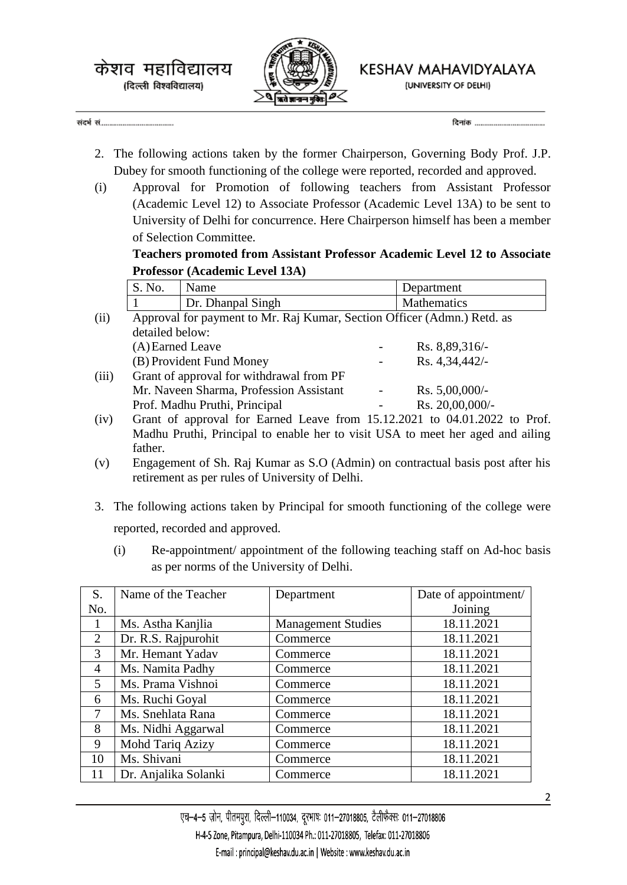2. The following actions taken by the former Chairperson, Governing Body Prof. J.P. Dubey for smooth functioning of the college were reported, recorded and approved.

(i) Approval for Promotion of following teachers from Assistant Professor (Academic Level 12) to Associate Professor (Academic Level 13A) to be sent to University of Delhi for concurrence. Here Chairperson himself has been a member of Selection Committee.

**Teachers promoted from Assistant Professor Academic Level 12 to Associate Professor (Academic Level 13A)**

| S. No. | Name | Department |
|---|---|---|
| 1 | Dr. Dhanpal Singh | Mathematics |

(ii) Approval for payment to Mr. Raj Kumar, Section Officer (Admn.) Retd. as detailed below:

(A) Earned Leave - Rs. 8,89,316/-

(B) Provident Fund Money - Rs. 4,34,442/-

(iii) Grant of approval for withdrawal from PF

Mr. Naveen Sharma, Profession Assistant - Rs. 5,00,000/-

Prof. Madhu Pruthi, Principal - Rs. 20,00,000/-

(iv) Grant of approval for Earned Leave from 15.12.2021 to 04.01.2022 to Prof. Madhu Pruthi, Principal to enable her to visit USA to meet her aged and ailing father.

(v) Engagement of Sh. Raj Kumar as S.O (Admin) on contractual basis post after his retirement as per rules of University of Delhi.

3. The following actions taken by Principal for smooth functioning of the college were reported, recorded and approved.

(i) Re-appointment/ appointment of the following teaching staff on Ad-hoc basis as per norms of the University of Delhi.

| S. No. | Name of the Teacher | Department | Date of appointment/ Joining |
|---|---|---|---|
| 1 | Ms. Astha Kanjlia | Management Studies | 18.11.2021 |
| 2 | Dr. R.S. Rajpurohit | Commerce | 18.11.2021 |
| 3 | Mr. Hemant Yadav | Commerce | 18.11.2021 |
| 4 | Ms. Namita Padhy | Commerce | 18.11.2021 |
| 5 | Ms. Prama Vishnoi | Commerce | 18.11.2021 |
| 6 | Ms. Ruchi Goyal | Commerce | 18.11.2021 |
| 7 | Ms. Snehlata Rana | Commerce | 18.11.2021 |
| 8 | Ms. Nidhi Aggarwal | Commerce | 18.11.2021 |
| 9 | Mohd Tariq Azizy | Commerce | 18.11.2021 |
| 10 | Ms. Shivani | Commerce | 18.11.2021 |
| 11 | Dr. Anjalika Solanki | Commerce | 18.11.2021 |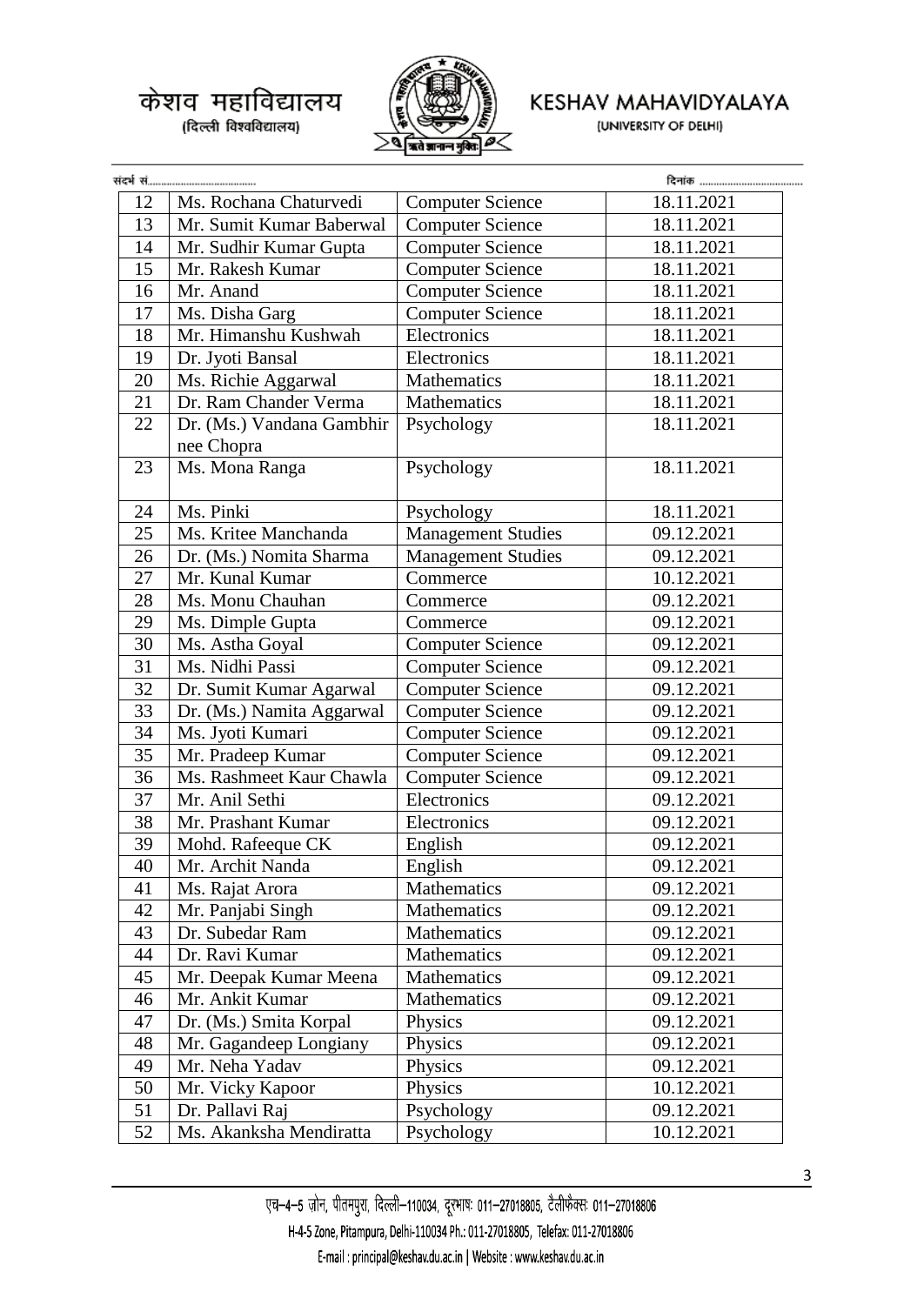| 12 | Ms. Rochana Chaturvedi | Computer Science | 18.11.2021 |
|---|---|---|---|
| 13 | Mr. Sumit Kumar Baberwal | Computer Science | 18.11.2021 |
| 14 | Mr. Sudhir Kumar Gupta | Computer Science | 18.11.2021 |
| 15 | Mr. Rakesh Kumar | Computer Science | 18.11.2021 |
| 16 | Mr. Anand | Computer Science | 18.11.2021 |
| 17 | Ms. Disha Garg | Computer Science | 18.11.2021 |
| 18 | Mr. Himanshu Kushwah | Electronics | 18.11.2021 |
| 19 | Dr. Jyoti Bansal | Electronics | 18.11.2021 |
| 20 | Ms. Richie Aggarwal | Mathematics | 18.11.2021 |
| 21 | Dr. Ram Chander Verma | Mathematics | 18.11.2021 |
| 22 | Dr. (Ms.) Vandana Gambhir nee Chopra | Psychology | 18.11.2021 |
| 23 | Ms. Mona Ranga | Psychology | 18.11.2021 |
| 24 | Ms. Pinki | Psychology | 18.11.2021 |
| 25 | Ms. Kritee Manchanda | Management Studies | 09.12.2021 |
| 26 | Dr. (Ms.) Nomita Sharma | Management Studies | 09.12.2021 |
| 27 | Mr. Kunal Kumar | Commerce | 10.12.2021 |
| 28 | Ms. Monu Chauhan | Commerce | 09.12.2021 |
| 29 | Ms. Dimple Gupta | Commerce | 09.12.2021 |
| 30 | Ms. Astha Goyal | Computer Science | 09.12.2021 |
| 31 | Ms. Nidhi Passi | Computer Science | 09.12.2021 |
| 32 | Dr. Sumit Kumar Agarwal | Computer Science | 09.12.2021 |
| 33 | Dr. (Ms.) Namita Aggarwal | Computer Science | 09.12.2021 |
| 34 | Ms. Jyoti Kumari | Computer Science | 09.12.2021 |
| 35 | Mr. Pradeep Kumar | Computer Science | 09.12.2021 |
| 36 | Ms. Rashmeet Kaur Chawla | Computer Science | 09.12.2021 |
| 37 | Mr. Anil Sethi | Electronics | 09.12.2021 |
| 38 | Mr. Prashant Kumar | Electronics | 09.12.2021 |
| 39 | Mohd. Rafeeque CK | English | 09.12.2021 |
| 40 | Mr. Archit Nanda | English | 09.12.2021 |
| 41 | Ms. Rajat Arora | Mathematics | 09.12.2021 |
| 42 | Mr. Panjabi Singh | Mathematics | 09.12.2021 |
| 43 | Dr. Subedar Ram | Mathematics | 09.12.2021 |
| 44 | Dr. Ravi Kumar | Mathematics | 09.12.2021 |
| 45 | Mr. Deepak Kumar Meena | Mathematics | 09.12.2021 |
| 46 | Mr. Ankit Kumar | Mathematics | 09.12.2021 |
| 47 | Dr. (Ms.) Smita Korpal | Physics | 09.12.2021 |
| 48 | Mr. Gagandeep Longiany | Physics | 09.12.2021 |
| 49 | Mr. Neha Yadav | Physics | 09.12.2021 |
| 50 | Mr. Vicky Kapoor | Physics | 10.12.2021 |
| 51 | Dr. Pallavi Raj | Psychology | 09.12.2021 |
| 52 | Ms. Akanksha Mendiratta | Psychology | 10.12.2021 |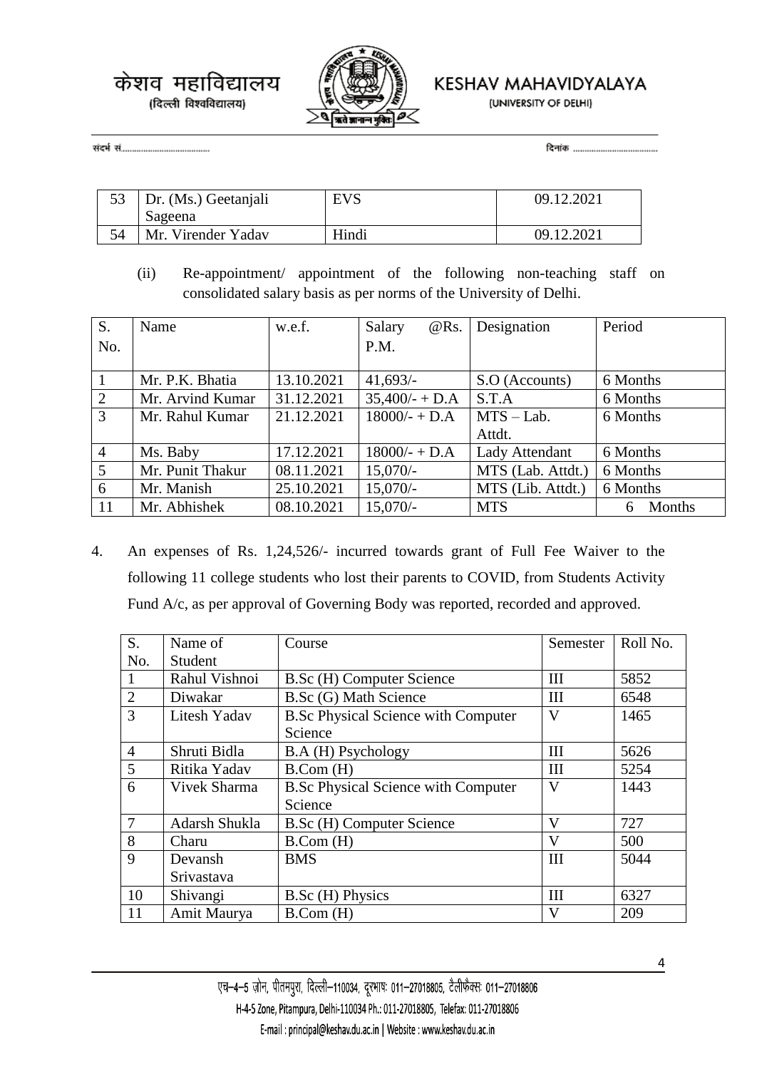| 53 | Dr. (Ms.) Geetanjali Sageena | EVS | 09.12.2021 |
|---|---|---|---|
| 54 | Mr. Virender Yadav | Hindi | 09.12.2021 |

(ii) Re-appointment/ appointment of the following non-teaching staff on consolidated salary basis as per norms of the University of Delhi.

| S. No. | Name | w.e.f. | Salary @Rs. P.M. | Designation | Period |
|---|---|---|---|---|---|
| 1 | Mr. P.K. Bhatia | 13.10.2021 | 41,693/- | S.O (Accounts) | 6 Months |
| 2 | Mr. Arvind Kumar | 31.12.2021 | 35,400/- + D.A | S.T.A | 6 Months |
| 3 | Mr. Rahul Kumar | 21.12.2021 | 18000/- + D.A | MTS – Lab. Attdt. | 6 Months |
| 4 | Ms. Baby | 17.12.2021 | 18000/- + D.A | Lady Attendant | 6 Months |
| 5 | Mr. Punit Thakur | 08.11.2021 | 15,070/- | MTS (Lab. Attdt.) | 6 Months |
| 6 | Mr. Manish | 25.10.2021 | 15,070/- | MTS (Lib. Attdt.) | 6 Months |
| 11 | Mr. Abhishek | 08.10.2021 | 15,070/- | MTS | 6 Months |

4. An expenses of Rs. 1,24,526/- incurred towards grant of Full Fee Waiver to the following 11 college students who lost their parents to COVID, from Students Activity Fund A/c, as per approval of Governing Body was reported, recorded and approved.

| S. No. | Name of Student | Course | Semester | Roll No. |
|---|---|---|---|---|
| 1 | Rahul Vishnoi | B.Sc (H) Computer Science | III | 5852 |
| 2 | Diwakar | B.Sc (G) Math Science | III | 6548 |
| 3 | Litesh Yadav | B.Sc Physical Science with Computer Science | V | 1465 |
| 4 | Shruti Bidla | B.A (H) Psychology | III | 5626 |
| 5 | Ritika Yadav | B.Com (H) | III | 5254 |
| 6 | Vivek Sharma | B.Sc Physical Science with Computer Science | V | 1443 |
| 7 | Adarsh Shukla | B.Sc (H) Computer Science | V | 727 |
| 8 | Charu | B.Com (H) | V | 500 |
| 9 | Devansh Srivastava | BMS | III | 5044 |
| 10 | Shivangi | B.Sc (H) Physics | III | 6327 |
| 11 | Amit Maurya | B.Com (H) | V | 209 |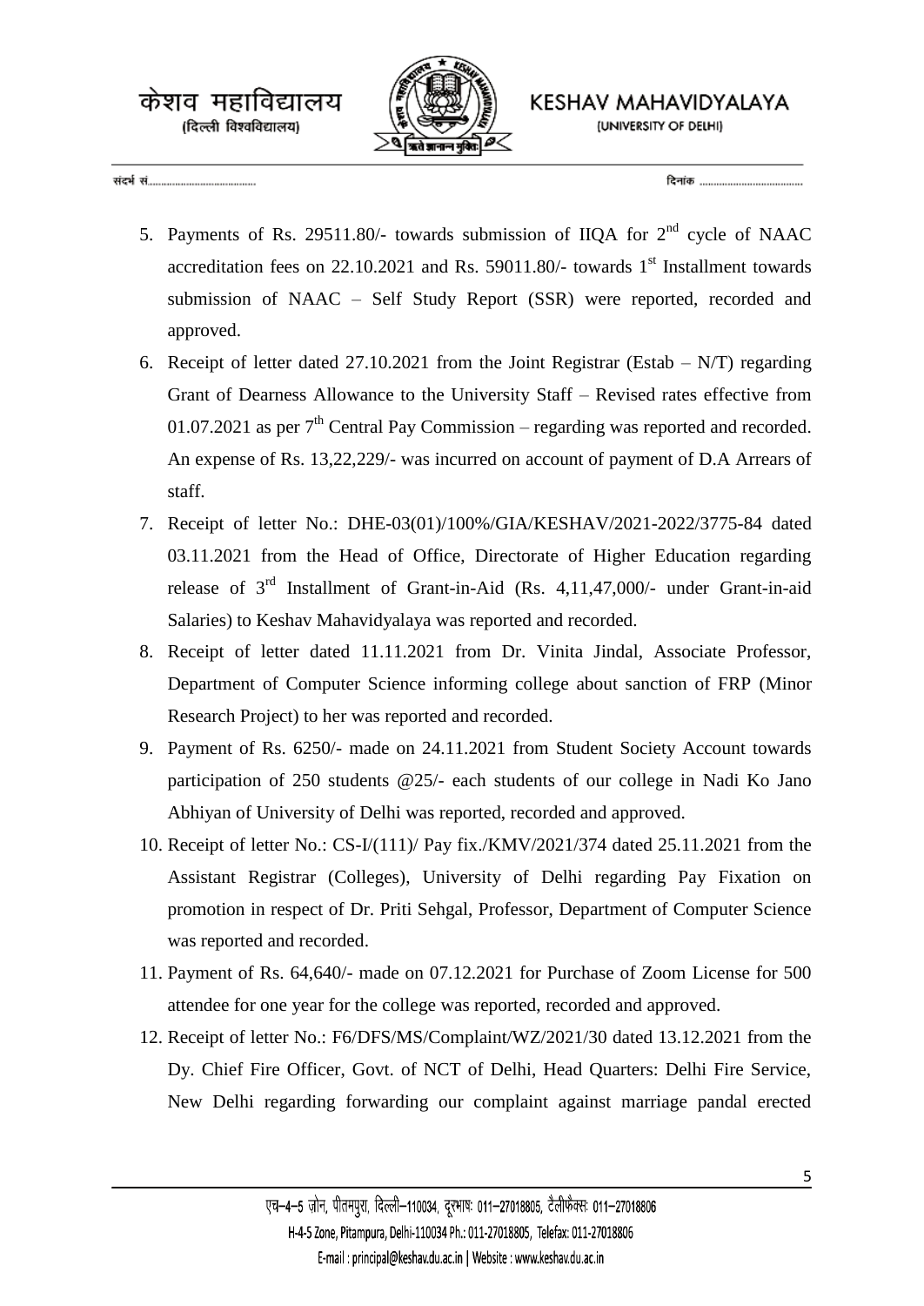5. Payments of Rs. 29511.80/- towards submission of IIQA for 2nd cycle of NAAC accreditation fees on 22.10.2021 and Rs. 59011.80/- towards 1st Installment towards submission of NAAC – Self Study Report (SSR) were reported, recorded and approved.
6. Receipt of letter dated 27.10.2021 from the Joint Registrar (Estab – N/T) regarding Grant of Dearness Allowance to the University Staff – Revised rates effective from 01.07.2021 as per 7th Central Pay Commission – regarding was reported and recorded. An expense of Rs. 13,22,229/- was incurred on account of payment of D.A Arrears of staff.
7. Receipt of letter No.: DHE-03(01)/100%/GIA/KESHAV/2021-2022/3775-84 dated 03.11.2021 from the Head of Office, Directorate of Higher Education regarding release of 3rd Installment of Grant-in-Aid (Rs. 4,11,47,000/- under Grant-in-aid Salaries) to Keshav Mahavidyalaya was reported and recorded.
8. Receipt of letter dated 11.11.2021 from Dr. Vinita Jindal, Associate Professor, Department of Computer Science informing college about sanction of FRP (Minor Research Project) to her was reported and recorded.
9. Payment of Rs. 6250/- made on 24.11.2021 from Student Society Account towards participation of 250 students @25/- each students of our college in Nadi Ko Jano Abhiyan of University of Delhi was reported, recorded and approved.
10. Receipt of letter No.: CS-I/(111)/ Pay fix./KMV/2021/374 dated 25.11.2021 from the Assistant Registrar (Colleges), University of Delhi regarding Pay Fixation on promotion in respect of Dr. Priti Sehgal, Professor, Department of Computer Science was reported and recorded.
11. Payment of Rs. 64,640/- made on 07.12.2021 for Purchase of Zoom License for 500 attendee for one year for the college was reported, recorded and approved.
12. Receipt of letter No.: F6/DFS/MS/Complaint/WZ/2021/30 dated 13.12.2021 from the Dy. Chief Fire Officer, Govt. of NCT of Delhi, Head Quarters: Delhi Fire Service, New Delhi regarding forwarding our complaint against marriage pandal erected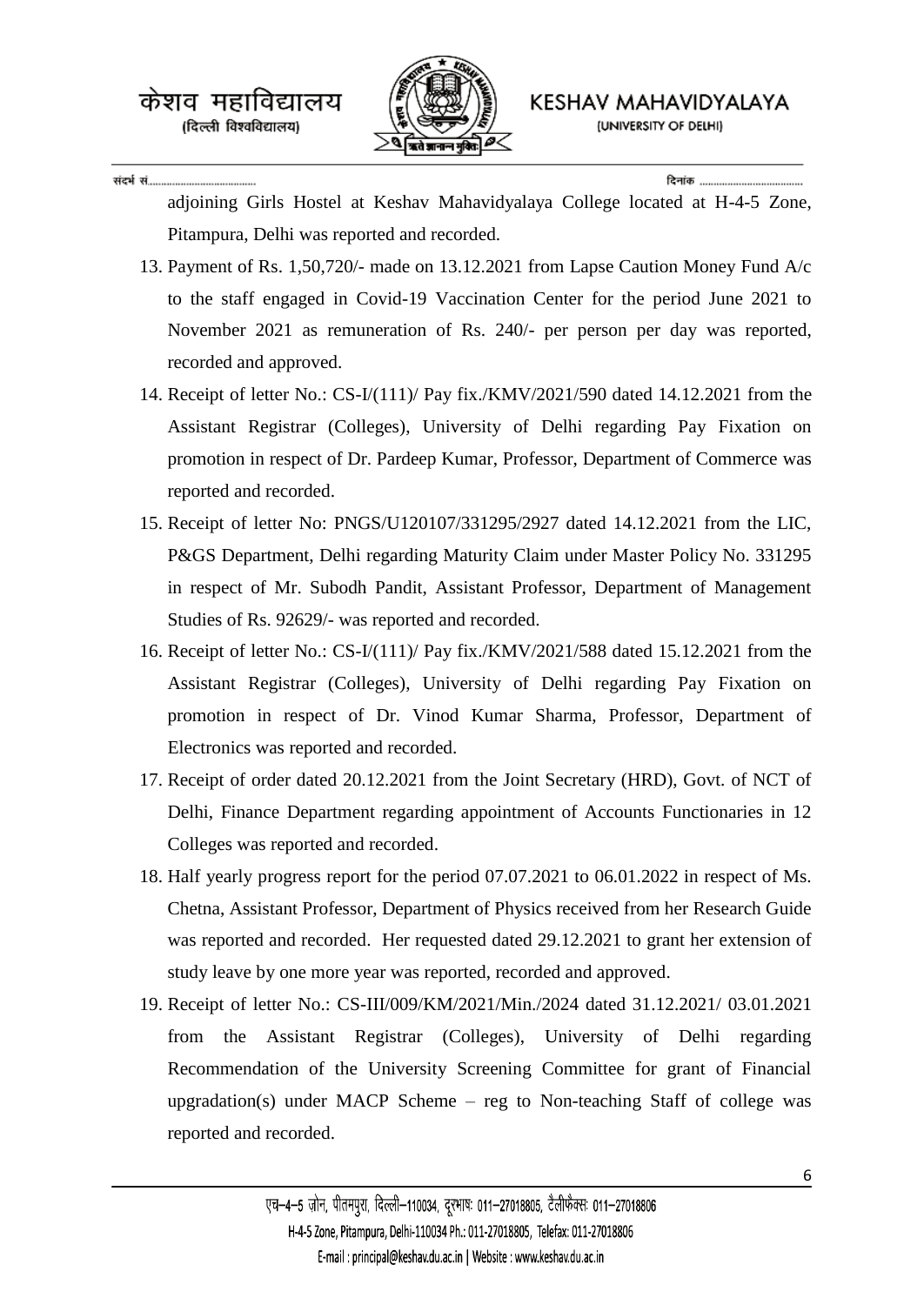adjoining Girls Hostel at Keshav Mahavidyalaya College located at H-4-5 Zone, Pitampura, Delhi was reported and recorded.

13. Payment of Rs. 1,50,720/- made on 13.12.2021 from Lapse Caution Money Fund A/c to the staff engaged in Covid-19 Vaccination Center for the period June 2021 to November 2021 as remuneration of Rs. 240/- per person per day was reported, recorded and approved.
14. Receipt of letter No.: CS-I/(111)/ Pay fix./KMV/2021/590 dated 14.12.2021 from the Assistant Registrar (Colleges), University of Delhi regarding Pay Fixation on promotion in respect of Dr. Pardeep Kumar, Professor, Department of Commerce was reported and recorded.
15. Receipt of letter No: PNGS/U120107/331295/2927 dated 14.12.2021 from the LIC, P&GS Department, Delhi regarding Maturity Claim under Master Policy No. 331295 in respect of Mr. Subodh Pandit, Assistant Professor, Department of Management Studies of Rs. 92629/- was reported and recorded.
16. Receipt of letter No.: CS-I/(111)/ Pay fix./KMV/2021/588 dated 15.12.2021 from the Assistant Registrar (Colleges), University of Delhi regarding Pay Fixation on promotion in respect of Dr. Vinod Kumar Sharma, Professor, Department of Electronics was reported and recorded.
17. Receipt of order dated 20.12.2021 from the Joint Secretary (HRD), Govt. of NCT of Delhi, Finance Department regarding appointment of Accounts Functionaries in 12 Colleges was reported and recorded.
18. Half yearly progress report for the period 07.07.2021 to 06.01.2022 in respect of Ms. Chetna, Assistant Professor, Department of Physics received from her Research Guide was reported and recorded. Her requested dated 29.12.2021 to grant her extension of study leave by one more year was reported, recorded and approved.
19. Receipt of letter No.: CS-III/009/KM/2021/Min./2024 dated 31.12.2021/ 03.01.2021 from the Assistant Registrar (Colleges), University of Delhi regarding Recommendation of the University Screening Committee for grant of Financial upgradation(s) under MACP Scheme – reg to Non-teaching Staff of college was reported and recorded.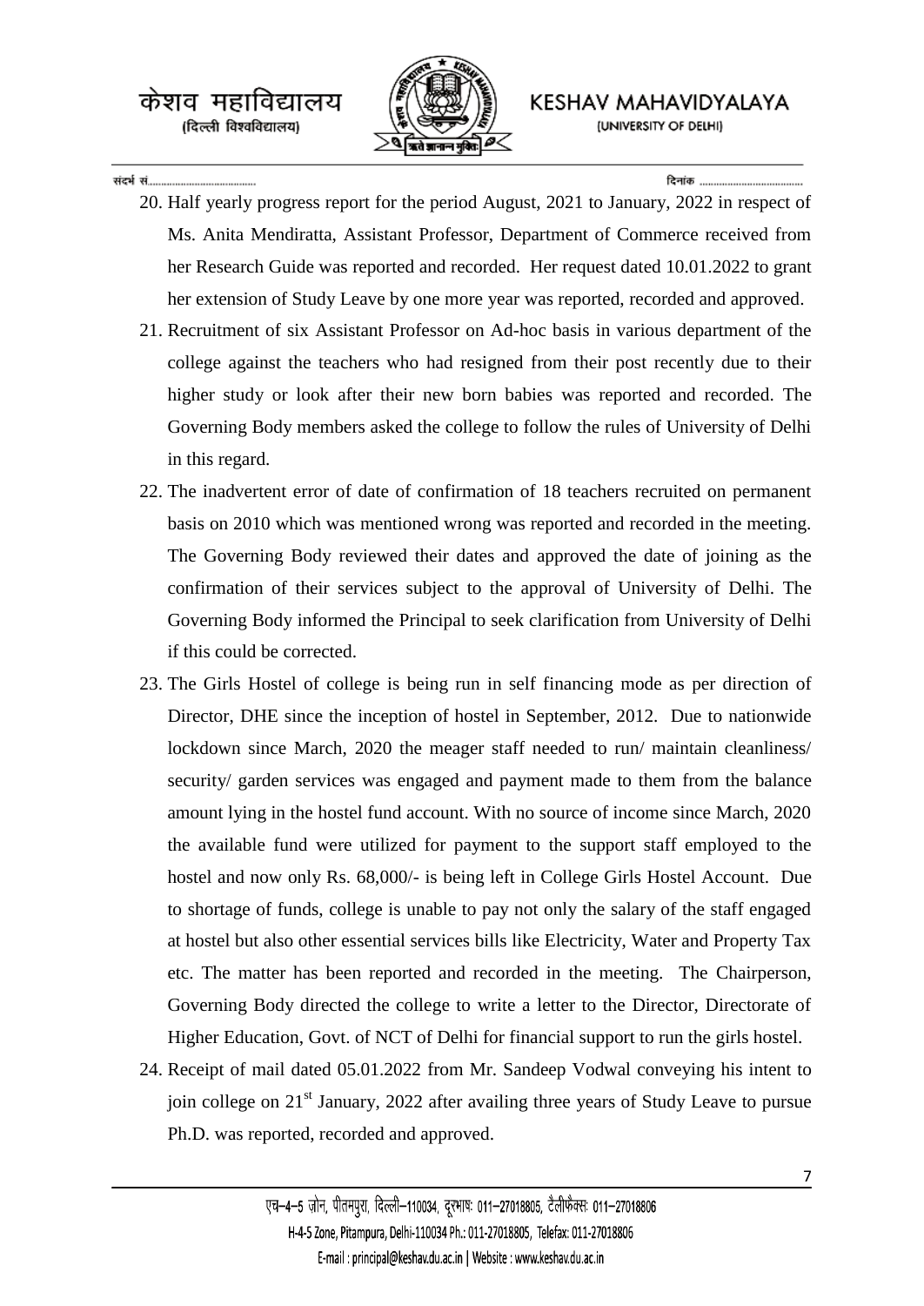20. Half yearly progress report for the period August, 2021 to January, 2022 in respect of Ms. Anita Mendiratta, Assistant Professor, Department of Commerce received from her Research Guide was reported and recorded. Her request dated 10.01.2022 to grant her extension of Study Leave by one more year was reported, recorded and approved.
21. Recruitment of six Assistant Professor on Ad-hoc basis in various department of the college against the teachers who had resigned from their post recently due to their higher study or look after their new born babies was reported and recorded. The Governing Body members asked the college to follow the rules of University of Delhi in this regard.
22. The inadvertent error of date of confirmation of 18 teachers recruited on permanent basis on 2010 which was mentioned wrong was reported and recorded in the meeting. The Governing Body reviewed their dates and approved the date of joining as the confirmation of their services subject to the approval of University of Delhi. The Governing Body informed the Principal to seek clarification from University of Delhi if this could be corrected.
23. The Girls Hostel of college is being run in self financing mode as per direction of Director, DHE since the inception of hostel in September, 2012. Due to nationwide lockdown since March, 2020 the meager staff needed to run/ maintain cleanliness/ security/ garden services was engaged and payment made to them from the balance amount lying in the hostel fund account. With no source of income since March, 2020 the available fund were utilized for payment to the support staff employed to the hostel and now only Rs. 68,000/- is being left in College Girls Hostel Account. Due to shortage of funds, college is unable to pay not only the salary of the staff engaged at hostel but also other essential services bills like Electricity, Water and Property Tax etc. The matter has been reported and recorded in the meeting. The Chairperson, Governing Body directed the college to write a letter to the Director, Directorate of Higher Education, Govt. of NCT of Delhi for financial support to run the girls hostel.
24. Receipt of mail dated 05.01.2022 from Mr. Sandeep Vodwal conveying his intent to join college on 21st January, 2022 after availing three years of Study Leave to pursue Ph.D. was reported, recorded and approved.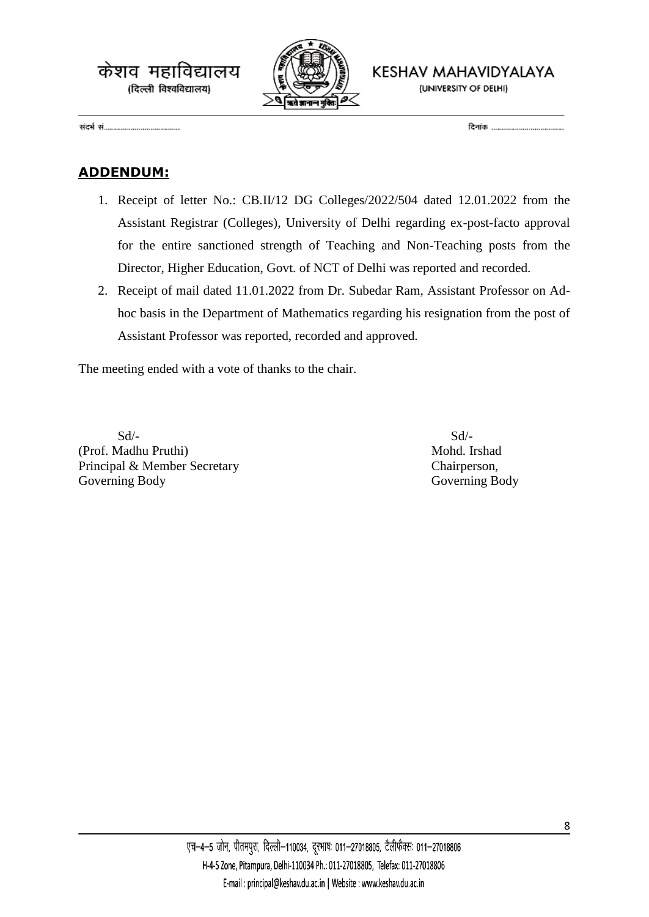**ADDENDUM:**

1. Receipt of letter No.: CB.II/12 DG Colleges/2022/504 dated 12.01.2022 from the Assistant Registrar (Colleges), University of Delhi regarding ex-post-facto approval for the entire sanctioned strength of Teaching and Non-Teaching posts from the Director, Higher Education, Govt. of NCT of Delhi was reported and recorded.
2. Receipt of mail dated 11.01.2022 from Dr. Subedar Ram, Assistant Professor on Ad-hoc basis in the Department of Mathematics regarding his resignation from the post of Assistant Professor was reported, recorded and approved.

The meeting ended with a vote of thanks to the chair.

Sd/-
(Prof. Madhu Pruthi)
Principal & Member Secretary
Governing Body

Sd/-
Mohd. Irshad
Chairperson,
Governing Body